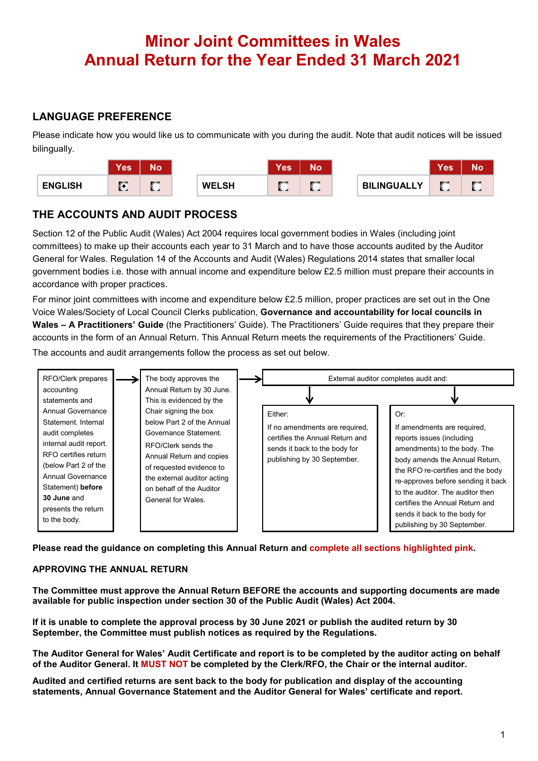# Minor Joint Committees in Wales
# Annual Return for the Year Ended 31 March 2021

## LANGUAGE PREFERENCE

Please indicate how you would like us to communicate with you during the audit. Note that audit notices will be issued bilingually.

| | Yes | No |
|---|---|---|
| ENGLISH | ☒ | ☐ |
| WELSH | ☐ | ☐ |
| BILINGUALLY | ☐ | ☐ |

## THE ACCOUNTS AND AUDIT PROCESS

Section 12 of the Public Audit (Wales) Act 2004 requires local government bodies in Wales (including joint committees) to make up their accounts each year to 31 March and to have those accounts audited by the Auditor General for Wales. Regulation 14 of the Accounts and Audit (Wales) Regulations 2014 states that smaller local government bodies i.e. those with annual income and expenditure below £2.5 million must prepare their accounts in accordance with proper practices.

For minor joint committees with income and expenditure below £2.5 million, proper practices are set out in the One Voice Wales/Society of Local Council Clerks publication, **Governance and accountability for local councils in Wales – A Practitioners' Guide** (the Practitioners' Guide). The Practitioners' Guide requires that they prepare their accounts in the form of an Annual Return. This Annual Return meets the requirements of the Practitioners' Guide.

The accounts and audit arrangements follow the process as set out below.

1. RFO/Clerk prepares accounting statements and Annual Governance Statement. Internal audit completes internal audit report. RFO certifies return (below Part 2 of the Annual Governance Statement) **before 30 June** and presents the return to the body.
2. The body approves the Annual Return by 30 June. This is evidenced by the Chair signing the box below Part 2 of the Annual Governance Statement. RFO/Clerk sends the Annual Return and copies of requested evidence to the external auditor acting on behalf of the Auditor General for Wales.
3. External auditor completes audit and:
   - Either: If no amendments are required, certifies the Annual Return and sends it back to the body for publishing by 30 September.
   - Or: If amendments are required, reports issues (including amendments) to the body. The body amends the Annual Return, the RFO re-certifies and the body re-approves before sending it back to the auditor. The auditor then certifies the Annual Return and sends it back to the body for publishing by 30 September.

**Please read the guidance on completing this Annual Return and complete all sections highlighted pink.**

**APPROVING THE ANNUAL RETURN**

**The Committee must approve the Annual Return BEFORE the accounts and supporting documents are made available for public inspection under section 30 of the Public Audit (Wales) Act 2004.**

**If it is unable to complete the approval process by 30 June 2021 or publish the audited return by 30 September, the Committee must publish notices as required by the Regulations.**

**The Auditor General for Wales' Audit Certificate and report is to be completed by the auditor acting on behalf of the Auditor General. It MUST NOT be completed by the Clerk/RFO, the Chair or the internal auditor.**

**Audited and certified returns are sent back to the body for publication and display of the accounting statements, Annual Governance Statement and the Auditor General for Wales' certificate and report.**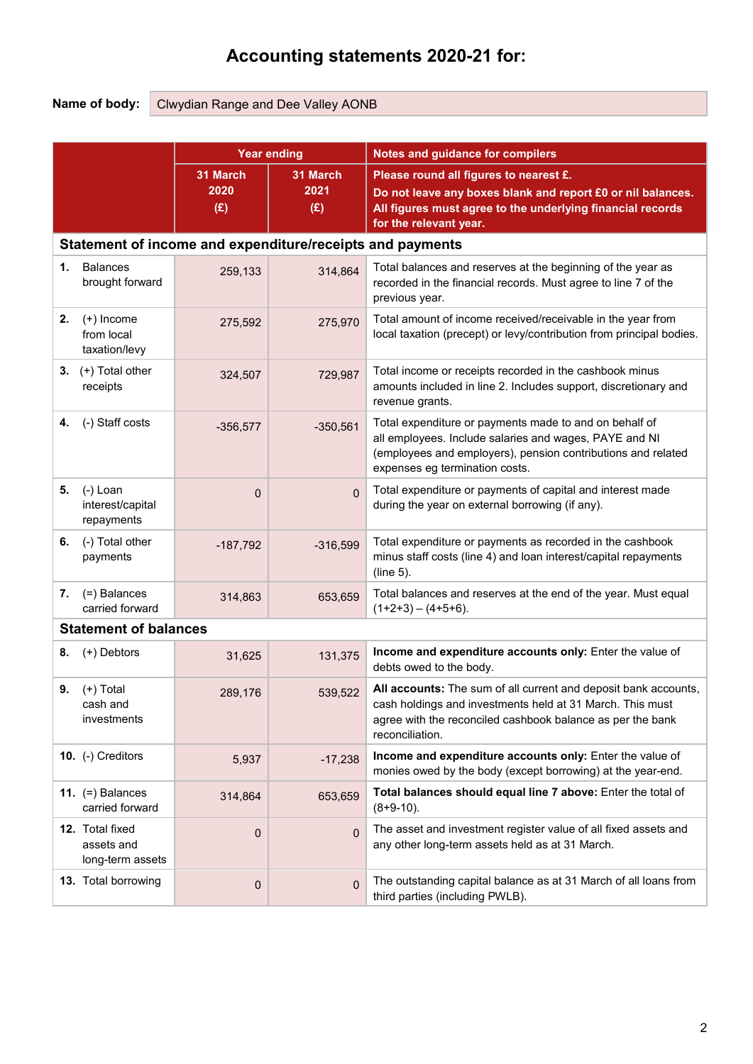# Accounting statements 2020-21 for:

**Name of body:** Clwydian Range and Dee Valley AONB

| | Year ending | | Notes and guidance for compilers |
|---|---|---|---|
| | 31 March 2020 (£) | 31 March 2021 (£) | **Please round all figures to nearest £. Do not leave any boxes blank and report £0 or nil balances. All figures must agree to the underlying financial records for the relevant year.** |
| **Statement of income and expenditure/receipts and payments** | | | |
| **1.** Balances brought forward | 259,133 | 314,864 | Total balances and reserves at the beginning of the year as recorded in the financial records. Must agree to line 7 of the previous year. |
| **2.** (+) Income from local taxation/levy | 275,592 | 275,970 | Total amount of income received/receivable in the year from local taxation (precept) or levy/contribution from principal bodies. |
| **3.** (+) Total other receipts | 324,507 | 729,987 | Total income or receipts recorded in the cashbook minus amounts included in line 2. Includes support, discretionary and revenue grants. |
| **4.** (-) Staff costs | -356,577 | -350,561 | Total expenditure or payments made to and on behalf of all employees. Include salaries and wages, PAYE and NI (employees and employers), pension contributions and related expenses eg termination costs. |
| **5.** (-) Loan interest/capital repayments | 0 | 0 | Total expenditure or payments of capital and interest made during the year on external borrowing (if any). |
| **6.** (-) Total other payments | -187,792 | -316,599 | Total expenditure or payments as recorded in the cashbook minus staff costs (line 4) and loan interest/capital repayments (line 5). |
| **7.** (=) Balances carried forward | 314,863 | 653,659 | Total balances and reserves at the end of the year. Must equal (1+2+3) – (4+5+6). |
| **Statement of balances** | | | |
| **8.** (+) Debtors | 31,625 | 131,375 | **Income and expenditure accounts only:** Enter the value of debts owed to the body. |
| **9.** (+) Total cash and investments | 289,176 | 539,522 | **All accounts:** The sum of all current and deposit bank accounts, cash holdings and investments held at 31 March. This must agree with the reconciled cashbook balance as per the bank reconciliation. |
| **10.** (-) Creditors | 5,937 | -17,238 | **Income and expenditure accounts only:** Enter the value of monies owed by the body (except borrowing) at the year-end. |
| **11.** (=) Balances carried forward | 314,864 | 653,659 | **Total balances should equal line 7 above:** Enter the total of (8+9-10). |
| **12.** Total fixed assets and long-term assets | 0 | 0 | The asset and investment register value of all fixed assets and any other long-term assets held as at 31 March. |
| **13.** Total borrowing | 0 | 0 | The outstanding capital balance as at 31 March of all loans from third parties (including PWLB). |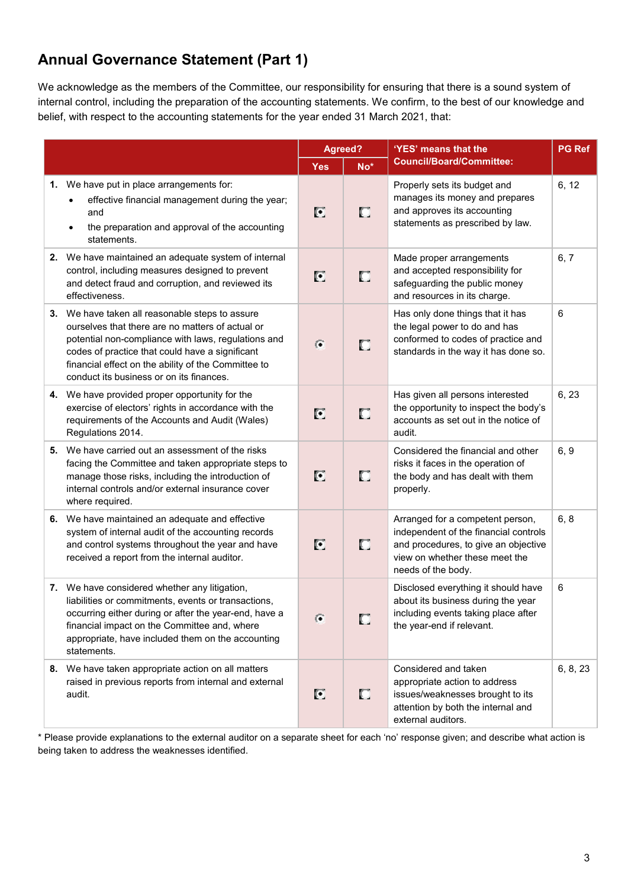# Annual Governance Statement (Part 1)

We acknowledge as the members of the Committee, our responsibility for ensuring that there is a sound system of internal control, including the preparation of the accounting statements. We confirm, to the best of our knowledge and belief, with respect to the accounting statements for the year ended 31 March 2021, that:

| | Agreed? | | 'YES' means that the Council/Board/Committee: | PG Ref |
|---|---|---|---|---|
| | Yes | No* | | |
| **1.** We have put in place arrangements for: <br>• effective financial management during the year; and <br>• the preparation and approval of the accounting statements. | ● | ○ | Properly sets its budget and manages its money and prepares and approves its accounting statements as prescribed by law. | 6, 12 |
| **2.** We have maintained an adequate system of internal control, including measures designed to prevent and detect fraud and corruption, and reviewed its effectiveness. | ● | ○ | Made proper arrangements and accepted responsibility for safeguarding the public money and resources in its charge. | 6, 7 |
| **3.** We have taken all reasonable steps to assure ourselves that there are no matters of actual or potential non-compliance with laws, regulations and codes of practice that could have a significant financial effect on the ability of the Committee to conduct its business or on its finances. | ● | ○ | Has only done things that it has the legal power to do and has conformed to codes of practice and standards in the way it has done so. | 6 |
| **4.** We have provided proper opportunity for the exercise of electors' rights in accordance with the requirements of the Accounts and Audit (Wales) Regulations 2014. | ● | ○ | Has given all persons interested the opportunity to inspect the body's accounts as set out in the notice of audit. | 6, 23 |
| **5.** We have carried out an assessment of the risks facing the Committee and taken appropriate steps to manage those risks, including the introduction of internal controls and/or external insurance cover where required. | ● | ○ | Considered the financial and other risks it faces in the operation of the body and has dealt with them properly. | 6, 9 |
| **6.** We have maintained an adequate and effective system of internal audit of the accounting records and control systems throughout the year and have received a report from the internal auditor. | ● | ○ | Arranged for a competent person, independent of the financial controls and procedures, to give an objective view on whether these meet the needs of the body. | 6, 8 |
| **7.** We have considered whether any litigation, liabilities or commitments, events or transactions, occurring either during or after the year-end, have a financial impact on the Committee and, where appropriate, have included them on the accounting statements. | ● | ○ | Disclosed everything it should have about its business during the year including events taking place after the year-end if relevant. | 6 |
| **8.** We have taken appropriate action on all matters raised in previous reports from internal and external audit. | ● | ○ | Considered and taken appropriate action to address issues/weaknesses brought to its attention by both the internal and external auditors. | 6, 8, 23 |

* Please provide explanations to the external auditor on a separate sheet for each 'no' response given; and describe what action is being taken to address the weaknesses identified.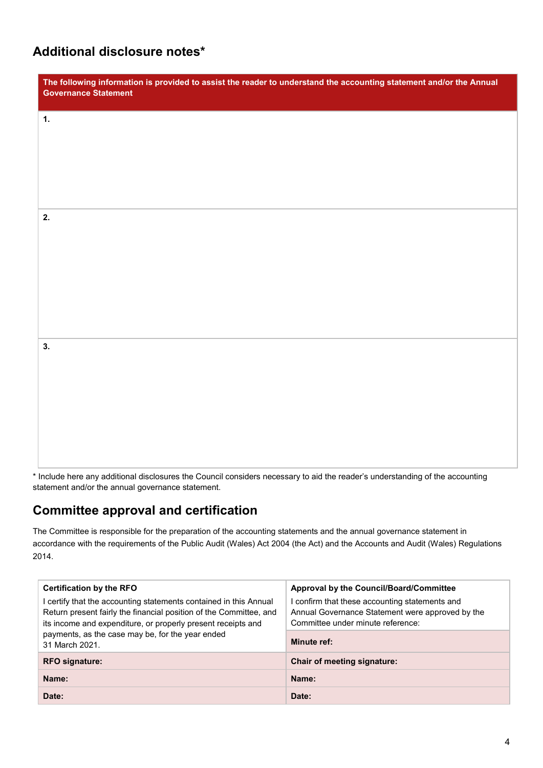## Additional disclosure notes*

| The following information is provided to assist the reader to understand the accounting statement and/or the Annual Governance Statement |
|---|
| 1. |
| 2. |
| 3. |

* Include here any additional disclosures the Council considers necessary to aid the reader's understanding of the accounting statement and/or the annual governance statement.

## Committee approval and certification

The Committee is responsible for the preparation of the accounting statements and the annual governance statement in accordance with the requirements of the Public Audit (Wales) Act 2004 (the Act) and the Accounts and Audit (Wales) Regulations 2014.

| **Certification by the RFO** | **Approval by the Council/Board/Committee** |
|---|---|
| I certify that the accounting statements contained in this Annual Return present fairly the financial position of the Committee, and its income and expenditure, or properly present receipts and payments, as the case may be, for the year ended 31 March 2021. | I confirm that these accounting statements and Annual Governance Statement were approved by the Committee under minute reference: **Minute ref:** |
| **RFO signature:** | **Chair of meeting signature:** |
| **Name:** | **Name:** |
| **Date:** | **Date:** |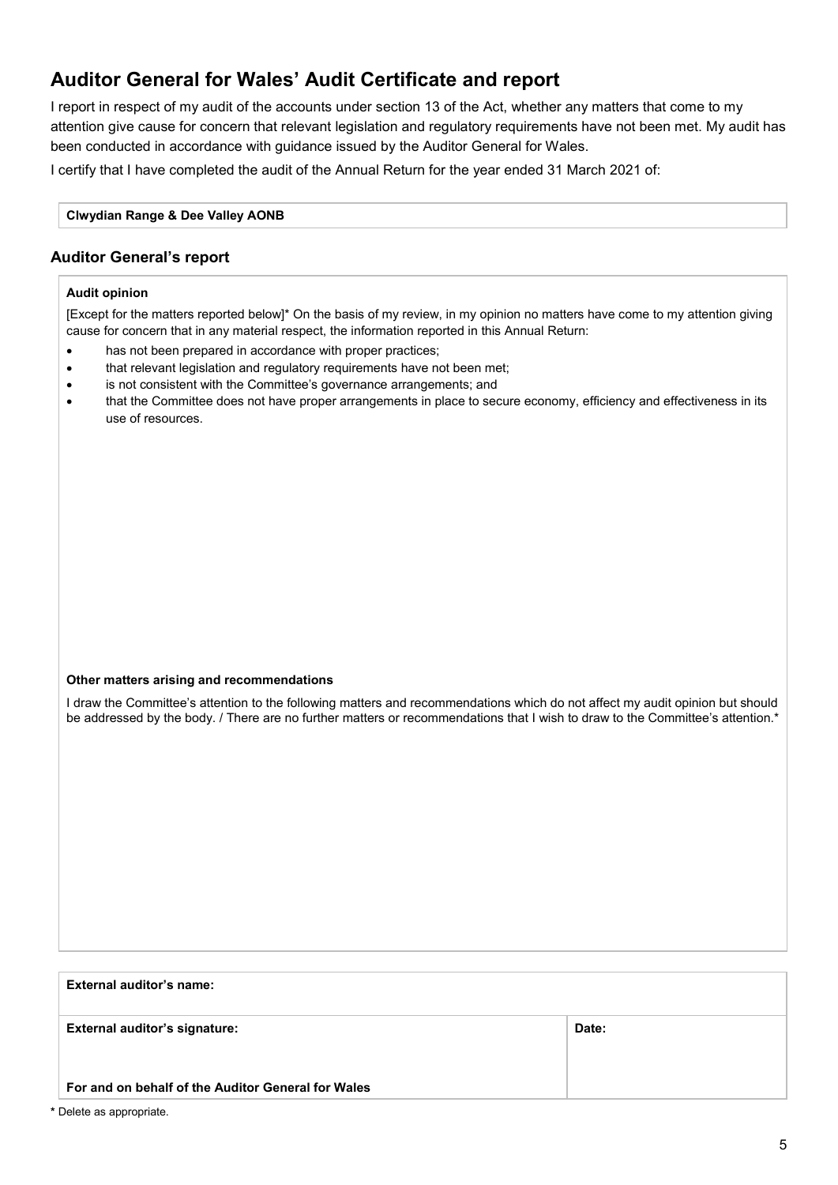# Auditor General for Wales' Audit Certificate and report

I report in respect of my audit of the accounts under section 13 of the Act, whether any matters that come to my attention give cause for concern that relevant legislation and regulatory requirements have not been met. My audit has been conducted in accordance with guidance issued by the Auditor General for Wales.

I certify that I have completed the audit of the Annual Return for the year ended 31 March 2021 of:

**Clwydian Range & Dee Valley AONB**

## Auditor General's report

**Audit opinion**

[Except for the matters reported below]* On the basis of my review, in my opinion no matters have come to my attention giving cause for concern that in any material respect, the information reported in this Annual Return:

- has not been prepared in accordance with proper practices;
- that relevant legislation and regulatory requirements have not been met;
- is not consistent with the Committee's governance arrangements; and
- that the Committee does not have proper arrangements in place to secure economy, efficiency and effectiveness in its use of resources.

**Other matters arising and recommendations**

I draw the Committee's attention to the following matters and recommendations which do not affect my audit opinion but should be addressed by the body. / There are no further matters or recommendations that I wish to draw to the Committee's attention.*

| **External auditor's name:** | |
|---|---|
| **External auditor's signature:** | **Date:** |
| **For and on behalf of the Auditor General for Wales** | |

**\*** Delete as appropriate.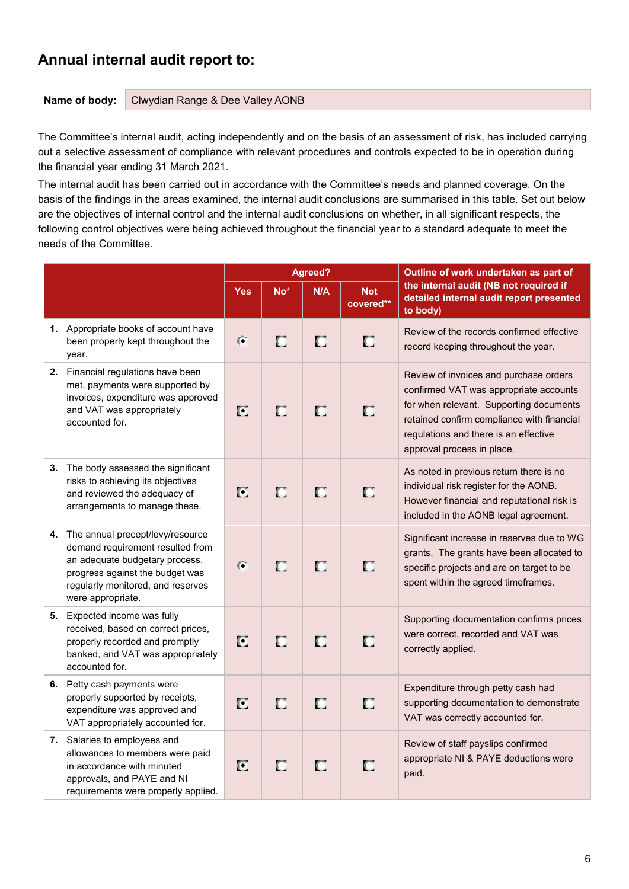## Annual internal audit report to:

**Name of body:** Clwydian Range & Dee Valley AONB

The Committee's internal audit, acting independently and on the basis of an assessment of risk, has included carrying out a selective assessment of compliance with relevant procedures and controls expected to be in operation during the financial year ending 31 March 2021.

The internal audit has been carried out in accordance with the Committee's needs and planned coverage. On the basis of the findings in the areas examined, the internal audit conclusions are summarised in this table. Set out below are the objectives of internal control and the internal audit conclusions on whether, in all significant respects, the following control objectives were being achieved throughout the financial year to a standard adequate to meet the needs of the Committee.

| | Agreed? | | | | Outline of work undertaken as part of the internal audit (NB not required if detailed internal audit report presented to body) |
|---|---|---|---|---|---|
| | Yes | No* | N/A | Not covered** | |
| 1. Appropriate books of account have been properly kept throughout the year. | ☒ | ☐ | ☐ | ☐ | Review of the records confirmed effective record keeping throughout the year. |
| 2. Financial regulations have been met, payments were supported by invoices, expenditure was approved and VAT was appropriately accounted for. | ☒ | ☐ | ☐ | ☐ | Review of invoices and purchase orders confirmed VAT was appropriate accounts for when relevant. Supporting documents retained confirm compliance with financial regulations and there is an effective approval process in place. |
| 3. The body assessed the significant risks to achieving its objectives and reviewed the adequacy of arrangements to manage these. | ☒ | ☐ | ☐ | ☐ | As noted in previous return there is no individual risk register for the AONB. However financial and reputational risk is included in the AONB legal agreement. |
| 4. The annual precept/levy/resource demand requirement resulted from an adequate budgetary process, progress against the budget was regularly monitored, and reserves were appropriate. | ☒ | ☐ | ☐ | ☐ | Significant increase in reserves due to WG grants. The grants have been allocated to specific projects and are on target to be spent within the agreed timeframes. |
| 5. Expected income was fully received, based on correct prices, properly recorded and promptly banked, and VAT was appropriately accounted for. | ☒ | ☐ | ☐ | ☐ | Supporting documentation confirms prices were correct, recorded and VAT was correctly applied. |
| 6. Petty cash payments were properly supported by receipts, expenditure was approved and VAT appropriately accounted for. | ☒ | ☐ | ☐ | ☐ | Expenditure through petty cash had supporting documentation to demonstrate VAT was correctly accounted for. |
| 7. Salaries to employees and allowances to members were paid in accordance with minuted approvals, and PAYE and NI requirements were properly applied. | ☒ | ☐ | ☐ | ☐ | Review of staff payslips confirmed appropriate NI & PAYE deductions were paid. |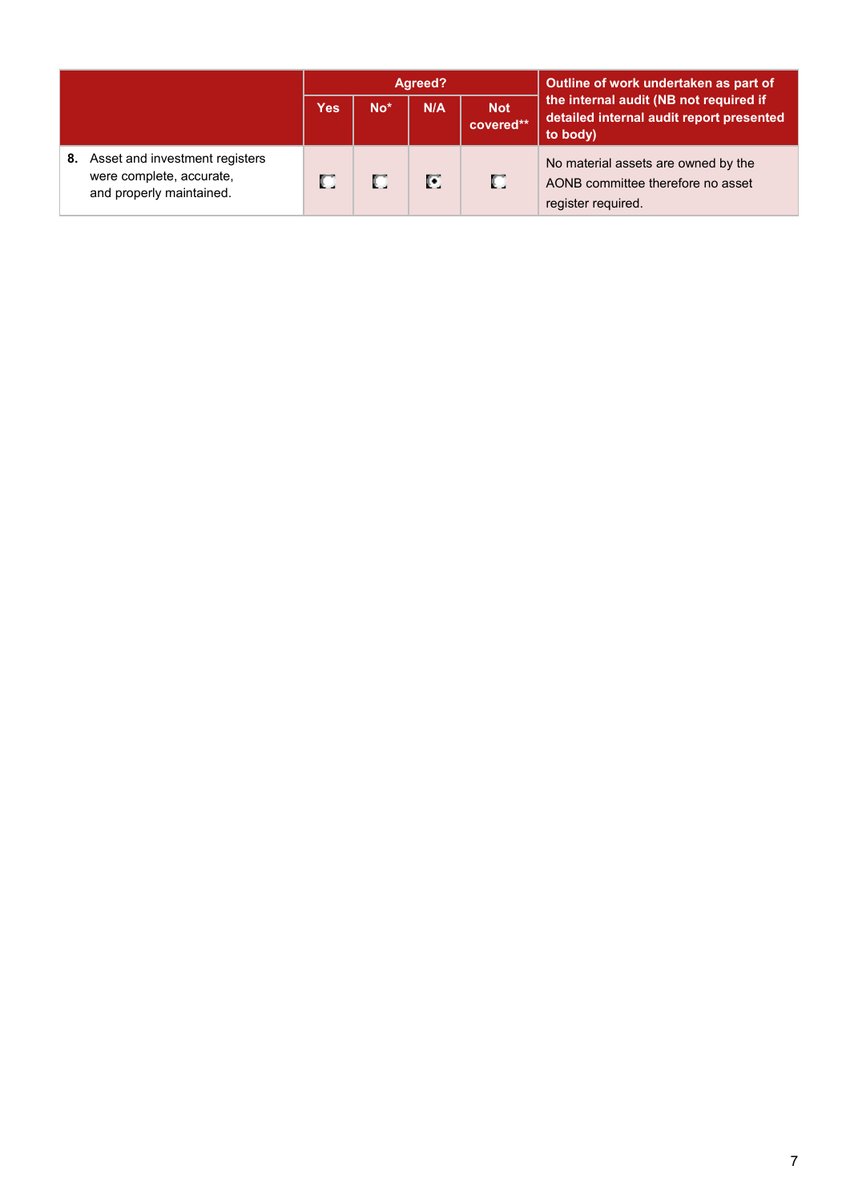| | Agreed? | | | | Outline of work undertaken as part of the internal audit (NB not required if detailed internal audit report presented to body) |
|---|---|---|---|---|---|
| | Yes | No* | N/A | Not covered** | |
| **8.** Asset and investment registers were complete, accurate, and properly maintained. | ○ | ○ | ● | ○ | No material assets are owned by the AONB committee therefore no asset register required. |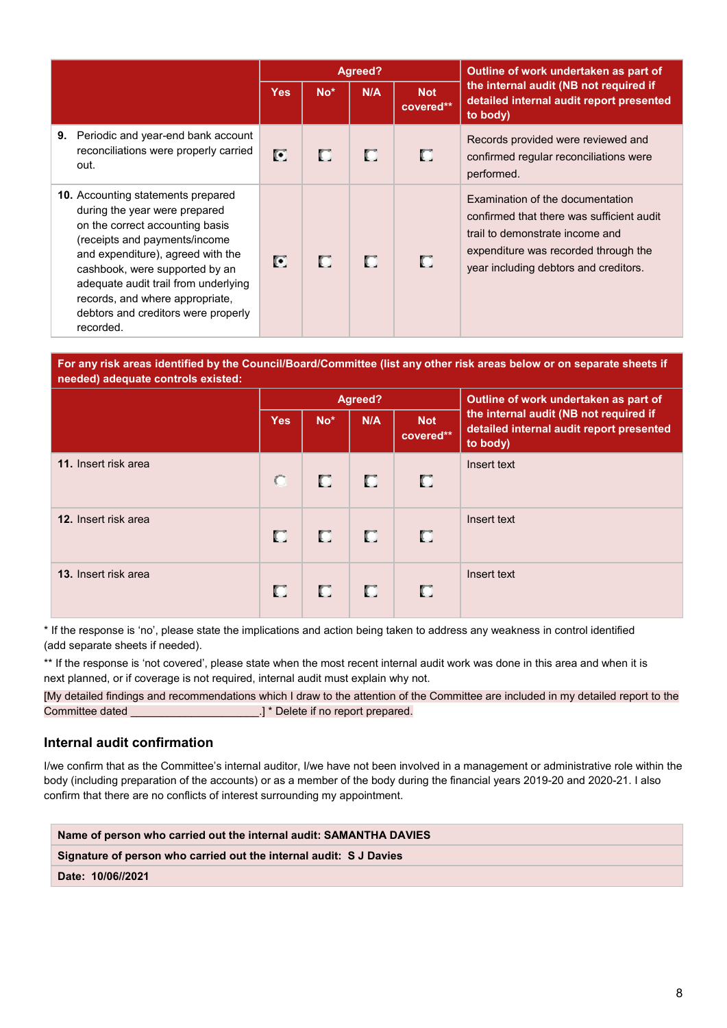| | Agreed? | | | | Outline of work undertaken as part of the internal audit (NB not required if detailed internal audit report presented to body) |
|---|---|---|---|---|---|
| | Yes | No* | N/A | Not covered** | |
| **9.** Periodic and year-end bank account reconciliations were properly carried out. | ☒ | ☐ | ☐ | ☐ | Records provided were reviewed and confirmed regular reconciliations were performed. |
| **10.** Accounting statements prepared during the year were prepared on the correct accounting basis (receipts and payments/income and expenditure), agreed with the cashbook, were supported by an adequate audit trail from underlying records, and where appropriate, debtors and creditors were properly recorded. | ☒ | ☐ | ☐ | ☐ | Examination of the documentation confirmed that there was sufficient audit trail to demonstrate income and expenditure was recorded through the year including debtors and creditors. |

**For any risk areas identified by the Council/Board/Committee (list any other risk areas below or on separate sheets if needed) adequate controls existed:**

| | Agreed? | | | | Outline of work undertaken as part of the internal audit (NB not required if detailed internal audit report presented to body) |
|---|---|---|---|---|---|
| | Yes | No* | N/A | Not covered** | |
| **11.** Insert risk area | ☐ | ☐ | ☐ | ☐ | Insert text |
| **12.** Insert risk area | ☐ | ☐ | ☐ | ☐ | Insert text |
| **13.** Insert risk area | ☐ | ☐ | ☐ | ☐ | Insert text |

* If the response is 'no', please state the implications and action being taken to address any weakness in control identified (add separate sheets if needed).

** If the response is 'not covered', please state when the most recent internal audit work was done in this area and when it is next planned, or if coverage is not required, internal audit must explain why not.

[My detailed findings and recommendations which I draw to the attention of the Committee are included in my detailed report to the Committee dated _____________________.] * Delete if no report prepared.

## Internal audit confirmation

I/we confirm that as the Committee's internal auditor, I/we have not been involved in a management or administrative role within the body (including preparation of the accounts) or as a member of the body during the financial years 2019-20 and 2020-21. I also confirm that there are no conflicts of interest surrounding my appointment.

| |
|---|
| **Name of person who carried out the internal audit: SAMANTHA DAVIES** |
| **Signature of person who carried out the internal audit: S J Davies** |
| **Date: 10/06//2021** |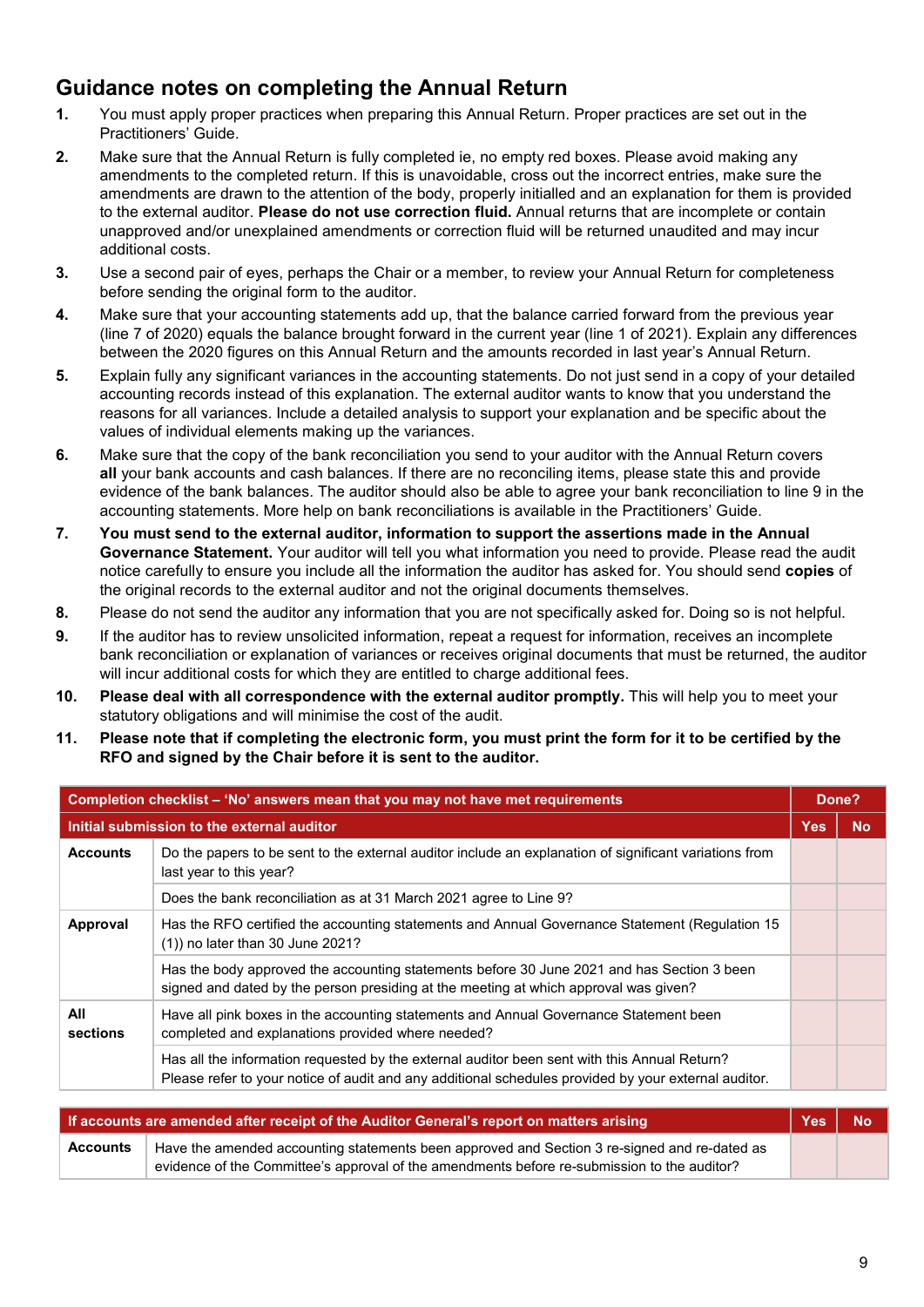## Guidance notes on completing the Annual Return

1. You must apply proper practices when preparing this Annual Return. Proper practices are set out in the Practitioners' Guide.
2. Make sure that the Annual Return is fully completed ie, no empty red boxes. Please avoid making any amendments to the completed return. If this is unavoidable, cross out the incorrect entries, make sure the amendments are drawn to the attention of the body, properly initialled and an explanation for them is provided to the external auditor. **Please do not use correction fluid.** Annual returns that are incomplete or contain unapproved and/or unexplained amendments or correction fluid will be returned unaudited and may incur additional costs.
3. Use a second pair of eyes, perhaps the Chair or a member, to review your Annual Return for completeness before sending the original form to the auditor.
4. Make sure that your accounting statements add up, that the balance carried forward from the previous year (line 7 of 2020) equals the balance brought forward in the current year (line 1 of 2021). Explain any differences between the 2020 figures on this Annual Return and the amounts recorded in last year's Annual Return.
5. Explain fully any significant variances in the accounting statements. Do not just send in a copy of your detailed accounting records instead of this explanation. The external auditor wants to know that you understand the reasons for all variances. Include a detailed analysis to support your explanation and be specific about the values of individual elements making up the variances.
6. Make sure that the copy of the bank reconciliation you send to your auditor with the Annual Return covers **all** your bank accounts and cash balances. If there are no reconciling items, please state this and provide evidence of the bank balances. The auditor should also be able to agree your bank reconciliation to line 9 in the accounting statements. More help on bank reconciliations is available in the Practitioners' Guide.
7. **You must send to the external auditor, information to support the assertions made in the Annual Governance Statement.** Your auditor will tell you what information you need to provide. Please read the audit notice carefully to ensure you include all the information the auditor has asked for. You should send **copies** of the original records to the external auditor and not the original documents themselves.
8. Please do not send the auditor any information that you are not specifically asked for. Doing so is not helpful.
9. If the auditor has to review unsolicited information, repeat a request for information, receives an incomplete bank reconciliation or explanation of variances or receives original documents that must be returned, the auditor will incur additional costs for which they are entitled to charge additional fees.
10. **Please deal with all correspondence with the external auditor promptly.** This will help you to meet your statutory obligations and will minimise the cost of the audit.
11. **Please note that if completing the electronic form, you must print the form for it to be certified by the RFO and signed by the Chair before it is sent to the auditor.**

| Completion checklist – 'No' answers mean that you may not have met requirements | | Done? | |
|---|---|---|---|
| **Initial submission to the external auditor** | | **Yes** | **No** |
| **Accounts** | Do the papers to be sent to the external auditor include an explanation of significant variations from last year to this year? | | |
| | Does the bank reconciliation as at 31 March 2021 agree to Line 9? | | |
| **Approval** | Has the RFO certified the accounting statements and Annual Governance Statement (Regulation 15 (1)) no later than 30 June 2021? | | |
| | Has the body approved the accounting statements before 30 June 2021 and has Section 3 been signed and dated by the person presiding at the meeting at which approval was given? | | |
| **All sections** | Have all pink boxes in the accounting statements and Annual Governance Statement been completed and explanations provided where needed? | | |
| | Has all the information requested by the external auditor been sent with this Annual Return? Please refer to your notice of audit and any additional schedules provided by your external auditor. | | |

| If accounts are amended after receipt of the Auditor General's report on matters arising | | Yes | No |
|---|---|---|---|
| **Accounts** | Have the amended accounting statements been approved and Section 3 re-signed and re-dated as evidence of the Committee's approval of the amendments before re-submission to the auditor? | | |